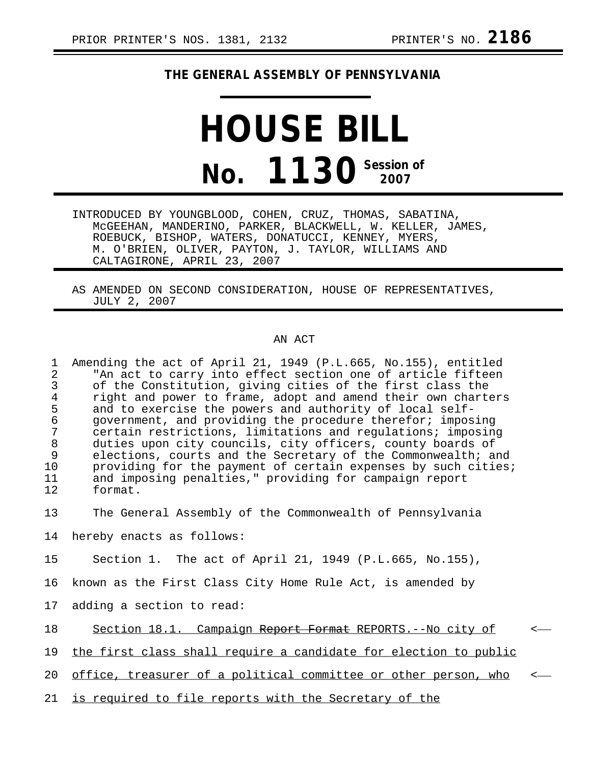PRIOR PRINTER'S NOS. 1381, 2132 PRINTER'S NO. **2186**

**THE GENERAL ASSEMBLY OF PENNSYLVANIA**

# HOUSE BILL

## No. 1130 Session of 2007

INTRODUCED BY YOUNGBLOOD, COHEN, CRUZ, THOMAS, SABATINA, McGEEHAN, MANDERINO, PARKER, BLACKWELL, W. KELLER, JAMES, ROEBUCK, BISHOP, WATERS, DONATUCCI, KENNEY, MYERS, M. O'BRIEN, OLIVER, PAYTON, J. TAYLOR, WILLIAMS AND CALTAGIRONE, APRIL 23, 2007

AS AMENDED ON SECOND CONSIDERATION, HOUSE OF REPRESENTATIVES, JULY 2, 2007

AN ACT

1 Amending the act of April 21, 1949 (P.L.665, No.155), entitled
2 "An act to carry into effect section one of article fifteen
3 of the Constitution, giving cities of the first class the
4 right and power to frame, adopt and amend their own charters
5 and to exercise the powers and authority of local self-
6 government, and providing the procedure therefor; imposing
7 certain restrictions, limitations and regulations; imposing
8 duties upon city councils, city officers, county boards of
9 elections, courts and the Secretary of the Commonwealth; and
10 providing for the payment of certain expenses by such cities;
11 and imposing penalties," providing for campaign report
12 format.

13 The General Assembly of the Commonwealth of Pennsylvania
14 hereby enacts as follows:

15 Section 1. The act of April 21, 1949 (P.L.665, No.155),
16 known as the First Class City Home Rule Act, is amended by
17 adding a section to read:

18 <u>Section 18.1. Campaign ~~Report Format~~ REPORTS.--No city of</u> <—
19 <u>the first class shall require a candidate for election to public</u>
20 <u>office, treasurer of a political committee or other person, who</u> <—
21 <u>is required to file reports with the Secretary of the</u>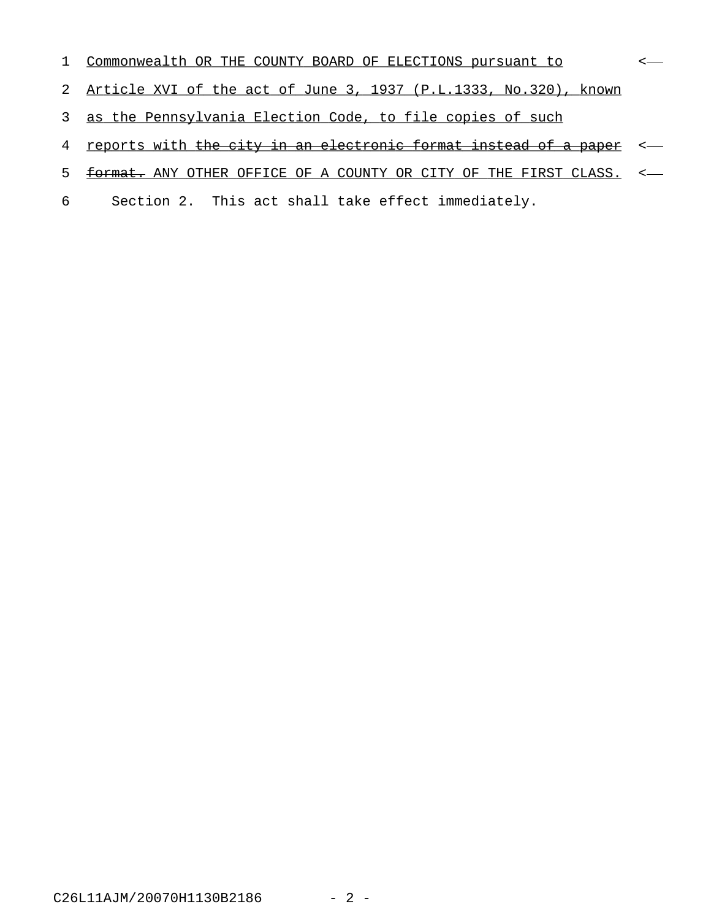Commonwealth OR THE COUNTY BOARD OF ELECTIONS pursuant to Article XVI of the act of June 3, 1937 (P.L.1333, No.320), known as the Pennsylvania Election Code, to file copies of such reports with ~~the city in an electronic format instead of a paper format.~~ ANY OTHER OFFICE OF A COUNTY OR CITY OF THE FIRST CLASS.

Section 2. This act shall take effect immediately.